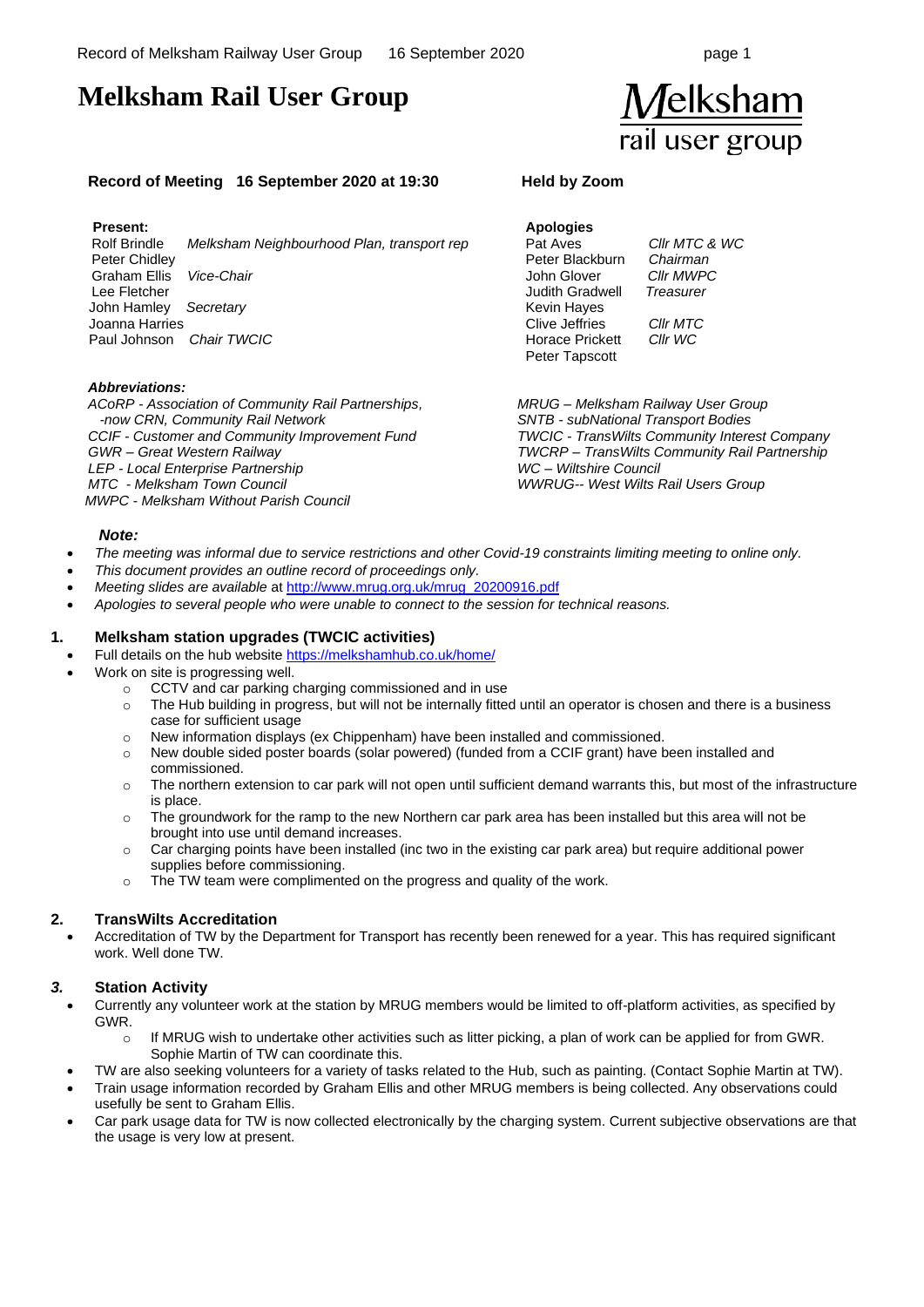# Melksham Rail User Group

**Record of Meeting 16 September 2020 at 19:30**

**Held by Zoom**

**Present:**

| Name | Role |
|---|---|
| Rolf Brindle | *Melksham Neighbourhood Plan, transport rep* |
| Peter Chidley | |
| Graham Ellis | *Vice-Chair* |
| Lee Fletcher | |
| John Hamley | *Secretary* |
| Joanna Harries | |
| Paul Johnson | *Chair TWCIC* |

**Apologies**

| Name | Role |
|---|---|
| Pat Aves | *Cllr MTC & WC* |
| Peter Blackburn | *Chairman* |
| John Glover | *Cllr MWPC* |
| Judith Gradwell | *Treasurer* |
| Kevin Hayes | |
| Clive Jeffries | *Cllr MTC* |
| Horace Prickett | *Cllr WC* |
| Peter Tapscott | |

***Abbreviations:***

*ACoRP - Association of Community Rail Partnerships, -now CRN, Community Rail Network*
*CCIF - Customer and Community Improvement Fund*
*GWR – Great Western Railway*
*LEP - Local Enterprise Partnership*
*MTC - Melksham Town Council*
*MWPC - Melksham Without Parish Council*
*MRUG – Melksham Railway User Group*
*SNTB - subNational Transport Bodies*
*TWCIC - TransWilts Community Interest Company*
*TWCRP – TransWilts Community Rail Partnership*
*WC – Wiltshire Council*
*WWRUG-- West Wilts Rail Users Group*

***Note:***

- *The meeting was informal due to service restrictions and other Covid-19 constraints limiting meeting to online only.*
- *This document provides an outline record of proceedings only.*
- *Meeting slides are available* at http://www.mrug.org.uk/mrug_20200916.pdf
- *Apologies to several people who were unable to connect to the session for technical reasons.*

## 1. Melksham station upgrades (TWCIC activities)

- Full details on the hub website https://melkshamhub.co.uk/home/
- Work on site is progressing well.
  - CCTV and car parking charging commissioned and in use
  - The Hub building in progress, but will not be internally fitted until an operator is chosen and there is a business case for sufficient usage
  - New information displays (ex Chippenham) have been installed and commissioned.
  - New double sided poster boards (solar powered) (funded from a CCIF grant) have been installed and commissioned.
  - The northern extension to car park will not open until sufficient demand warrants this, but most of the infrastructure is place.
  - The groundwork for the ramp to the new Northern car park area has been installed but this area will not be brought into use until demand increases.
  - Car charging points have been installed (inc two in the existing car park area) but require additional power supplies before commissioning.
  - The TW team were complimented on the progress and quality of the work.

## 2. TransWilts Accreditation

- Accreditation of TW by the Department for Transport has recently been renewed for a year. This has required significant work. Well done TW.

## *3.* Station Activity

- Currently any volunteer work at the station by MRUG members would be limited to off-platform activities, as specified by GWR.
  - If MRUG wish to undertake other activities such as litter picking, a plan of work can be applied for from GWR. Sophie Martin of TW can coordinate this.
- TW are also seeking volunteers for a variety of tasks related to the Hub, such as painting. (Contact Sophie Martin at TW).
- Train usage information recorded by Graham Ellis and other MRUG members is being collected. Any observations could usefully be sent to Graham Ellis.
- Car park usage data for TW is now collected electronically by the charging system. Current subjective observations are that the usage is very low at present.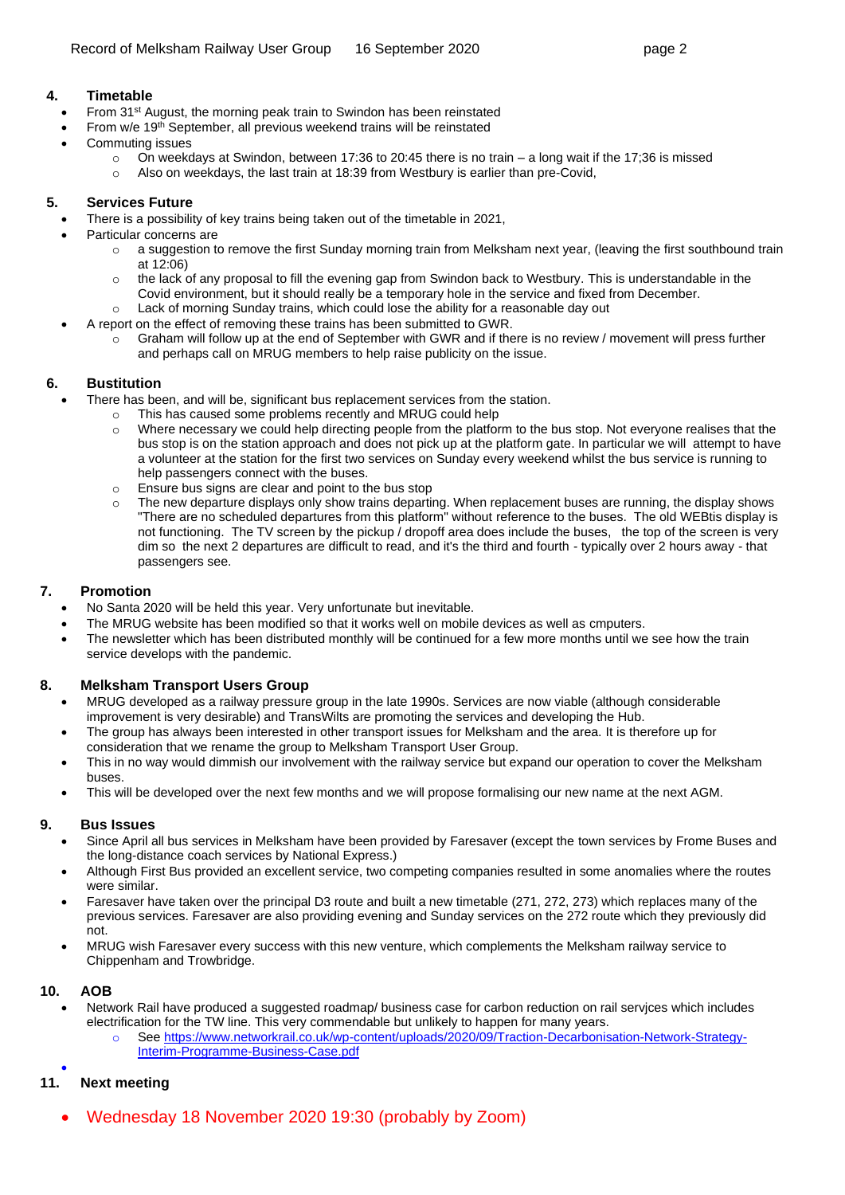## 4. Timetable

- From 31st August, the morning peak train to Swindon has been reinstated
- From w/e 19th September, all previous weekend trains will be reinstated
- Commuting issues
  - On weekdays at Swindon, between 17:36 to 20:45 there is no train – a long wait if the 17;36 is missed
  - Also on weekdays, the last train at 18:39 from Westbury is earlier than pre-Covid,

## 5. Services Future

- There is a possibility of key trains being taken out of the timetable in 2021,
- Particular concerns are
  - a suggestion to remove the first Sunday morning train from Melksham next year, (leaving the first southbound train at 12:06)
  - the lack of any proposal to fill the evening gap from Swindon back to Westbury. This is understandable in the Covid environment, but it should really be a temporary hole in the service and fixed from December.
  - Lack of morning Sunday trains, which could lose the ability for a reasonable day out
- A report on the effect of removing these trains has been submitted to GWR.
  - Graham will follow up at the end of September with GWR and if there is no review / movement will press further and perhaps call on MRUG members to help raise publicity on the issue.

## 6. Bustitution

- There has been, and will be, significant bus replacement services from the station.
  - This has caused some problems recently and MRUG could help
  - Where necessary we could help directing people from the platform to the bus stop. Not everyone realises that the bus stop is on the station approach and does not pick up at the platform gate. In particular we will attempt to have a volunteer at the station for the first two services on Sunday every weekend whilst the bus service is running to help passengers connect with the buses.
  - Ensure bus signs are clear and point to the bus stop
  - The new departure displays only show trains departing. When replacement buses are running, the display shows "There are no scheduled departures from this platform" without reference to the buses. The old WEBtis display is not functioning. The TV screen by the pickup / dropoff area does include the buses, the top of the screen is very dim so the next 2 departures are difficult to read, and it's the third and fourth - typically over 2 hours away - that passengers see.

## 7. Promotion

- No Santa 2020 will be held this year. Very unfortunate but inevitable.
- The MRUG website has been modified so that it works well on mobile devices as well as cmputers.
- The newsletter which has been distributed monthly will be continued for a few more months until we see how the train service develops with the pandemic.

## 8. Melksham Transport Users Group

- MRUG developed as a railway pressure group in the late 1990s. Services are now viable (although considerable improvement is very desirable) and TransWilts are promoting the services and developing the Hub.
- The group has always been interested in other transport issues for Melksham and the area. It is therefore up for consideration that we rename the group to Melksham Transport User Group.
- This in no way would dimmish our involvement with the railway service but expand our operation to cover the Melksham buses.
- This will be developed over the next few months and we will propose formalising our new name at the next AGM.

## 9. Bus Issues

- Since April all bus services in Melksham have been provided by Faresaver (except the town services by Frome Buses and the long-distance coach services by National Express.)
- Although First Bus provided an excellent service, two competing companies resulted in some anomalies where the routes were similar.
- Faresaver have taken over the principal D3 route and built a new timetable (271, 272, 273) which replaces many of the previous services. Faresaver are also providing evening and Sunday services on the 272 route which they previously did not.
- MRUG wish Faresaver every success with this new venture, which complements the Melksham railway service to Chippenham and Trowbridge.

## 10. AOB

- Network Rail have produced a suggested roadmap/ business case for carbon reduction on rail servjces which includes electrification for the TW line. This very commendable but unlikely to happen for many years.
  - See [https://www.networkrail.co.uk/wp-content/uploads/2020/09/Traction-Decarbonisation-Network-Strategy-Interim-Programme-Business-Case.pdf](https://www.networkrail.co.uk/wp-content/uploads/2020/09/Traction-Decarbonisation-Network-Strategy-Interim-Programme-Business-Case.pdf)

## 11. Next meeting

- Wednesday 18 November 2020 19:30 (probably by Zoom)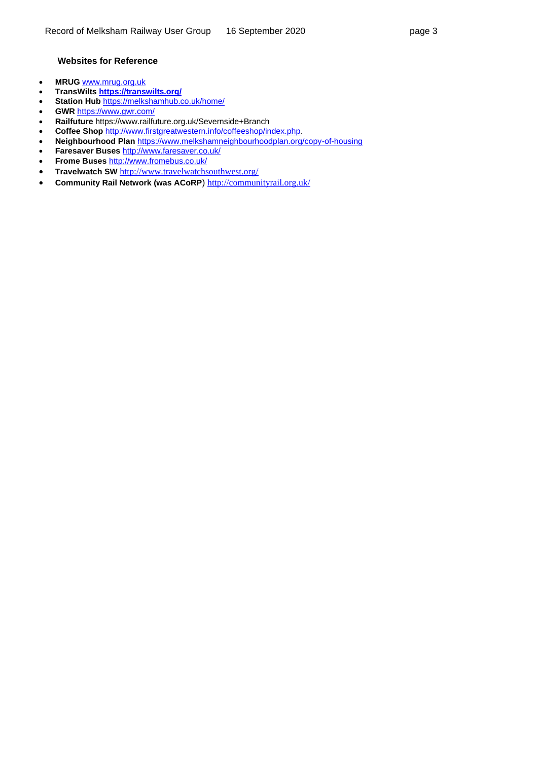### Websites for Reference

- **MRUG** www.mrug.org.uk
- **TransWilts** **https://transwilts.org/**
- **Station Hub** https://melkshamhub.co.uk/home/
- **GWR** https://www.gwr.com/
- **Railfuture** https://www.railfuture.org.uk/Severnside+Branch
- **Coffee Shop** http://www.firstgreatwestern.info/coffeeshop/index.php.
- **Neighbourhood Plan** https://www.melkshamneighbourhoodplan.org/copy-of-housing
- **Faresaver Buses** http://www.faresaver.co.uk/
- **Frome Buses** http://www.fromebus.co.uk/
- **Travelwatch SW** http://www.travelwatchsouthwest.org/
- **Community Rail Network (was ACoRP**) http://communityrail.org.uk/